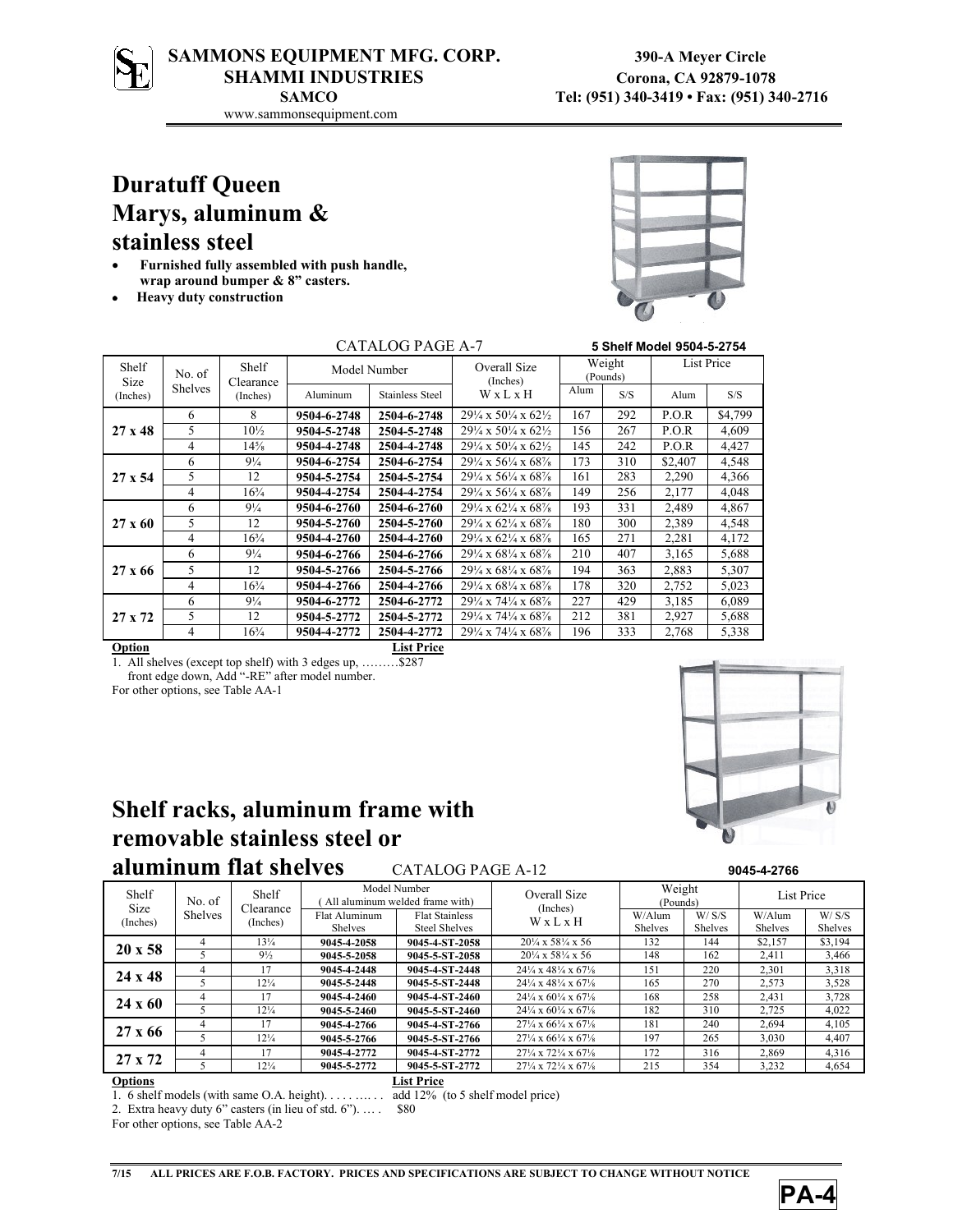**SAMMONS EQUIPMENT MFG. CORP.**
**SHAMMI INDUSTRIES**
**SAMCO**
www.sammonsequipment.com

**390-A Meyer Circle**
**Corona, CA 92879-1078**
**Tel: (951) 340-3419 • Fax: (951) 340-2716**

# Duratuff Queen Marys, aluminum & stainless steel

- **Furnished fully assembled with push handle, wrap around bumper & 8" casters.**
- **Heavy duty construction**

CATALOG PAGE A-7

**5 Shelf Model 9504-5-2754**

| Shelf Size (Inches) | No. of Shelves | Shelf Clearance (Inches) | Model Number | | Overall Size (Inches) | Weight (Pounds) | | List Price | |
|---|---|---|---|---|---|---|---|---|---|
| | | | Aluminum | Stainless Steel | W x L x H | Alum | S/S | Alum | S/S |
| **27 x 48** | 6 | 8 | **9504-6-2748** | **2504-6-2748** | 29¼ x 50¼ x 62½ | 167 | 292 | P.O.R | $4,799 |
| | 5 | 10½ | **9504-5-2748** | **2504-5-2748** | 29¼ x 50¼ x 62½ | 156 | 267 | P.O.R | 4,609 |
| | 4 | 14⅝ | **9504-4-2748** | **2504-4-2748** | 29¼ x 50¼ x 62½ | 145 | 242 | P.O.R | 4,427 |
| **27 x 54** | 6 | 9¼ | **9504-6-2754** | **2504-6-2754** | 29¼ x 56¼ x 68⅞ | 173 | 310 | $2,407 | 4,548 |
| | 5 | 12 | **9504-5-2754** | **2504-5-2754** | 29¼ x 56¼ x 68⅞ | 161 | 283 | 2,290 | 4,366 |
| | 4 | 16¾ | **9504-4-2754** | **2504-4-2754** | 29¼ x 56¼ x 68⅞ | 149 | 256 | 2,177 | 4,048 |
| **27 x 60** | 6 | 9¼ | **9504-6-2760** | **2504-6-2760** | 29¼ x 62¼ x 68⅞ | 193 | 331 | 2,489 | 4,867 |
| | 5 | 12 | **9504-5-2760** | **2504-5-2760** | 29¼ x 62¼ x 68⅞ | 180 | 300 | 2,389 | 4,548 |
| | 4 | 16¾ | **9504-4-2760** | **2504-4-2760** | 29¼ x 62¼ x 68⅞ | 165 | 271 | 2,281 | 4,172 |
| **27 x 66** | 6 | 9¼ | **9504-6-2766** | **2504-6-2766** | 29¼ x 68¼ x 68⅞ | 210 | 407 | 3,165 | 5,688 |
| | 5 | 12 | **9504-5-2766** | **2504-5-2766** | 29¼ x 68¼ x 68⅞ | 194 | 363 | 2,883 | 5,307 |
| | 4 | 16¾ | **9504-4-2766** | **2504-4-2766** | 29¼ x 68¼ x 68⅞ | 178 | 320 | 2,752 | 5,023 |
| **27 x 72** | 6 | 9¼ | **9504-6-2772** | **2504-6-2772** | 29¼ x 74¼ x 68⅞ | 227 | 429 | 3,185 | 6,089 |
| | 5 | 12 | **9504-5-2772** | **2504-5-2772** | 29¼ x 74¼ x 68⅞ | 212 | 381 | 2,927 | 5,688 |
| | 4 | 16¾ | **9504-4-2772** | **2504-4-2772** | 29¼ x 74¼ x 68⅞ | 196 | 333 | 2,768 | 5,338 |

**Option** **List Price**

1. All shelves (except top shelf) with 3 edges up, ………$287
   front edge down, Add "-RE" after model number.

For other options, see Table AA-1

# Shelf racks, aluminum frame with removable stainless steel or aluminum flat shelves

CATALOG PAGE A-12

**9045-4-2766**

| Shelf Size (Inches) | No. of Shelves | Shelf Clearance (Inches) | Model Number (All aluminum welded frame with) | | Overall Size (Inches) | Weight (Pounds) | | List Price | |
|---|---|---|---|---|---|---|---|---|---|
| | | | Flat Aluminum Shelves | Flat Stainless Steel Shelves | W x L x H | W/Alum Shelves | W/ S/S Shelves | W/Alum Shelves | W/ S/S Shelves |
| **20 x 58** | 4 | 13¼ | **9045-4-2058** | **9045-4-ST-2058** | 20¼ x 58¼ x 56 | 132 | 144 | $2,157 | $3,194 |
| | 5 | 9½ | **9045-5-2058** | **9045-5-ST-2058** | 20¼ x 58¼ x 56 | 148 | 162 | 2,411 | 3,466 |
| **24 x 48** | 4 | 17 | **9045-4-2448** | **9045-4-ST-2448** | 24¼ x 48¼ x 67⅛ | 151 | 220 | 2,301 | 3,318 |
| | 5 | 12¼ | **9045-5-2448** | **9045-5-ST-2448** | 24¼ x 48¼ x 67⅛ | 165 | 270 | 2,573 | 3,528 |
| **24 x 60** | 4 | 17 | **9045-4-2460** | **9045-4-ST-2460** | 24¼ x 60¼ x 67⅛ | 168 | 258 | 2,431 | 3,728 |
| | 5 | 12¼ | **9045-5-2460** | **9045-5-ST-2460** | 24¼ x 60¼ x 67⅛ | 182 | 310 | 2,725 | 4,022 |
| **27 x 66** | 4 | 17 | **9045-4-2766** | **9045-4-ST-2766** | 27¼ x 66¼ x 67⅛ | 181 | 240 | 2,694 | 4,105 |
| | 5 | 12¼ | **9045-5-2766** | **9045-5-ST-2766** | 27¼ x 66¼ x 67⅛ | 197 | 265 | 3,030 | 4,407 |
| **27 x 72** | 4 | 17 | **9045-4-2772** | **9045-4-ST-2772** | 27¼ x 72¼ x 67⅛ | 172 | 316 | 2,869 | 4,316 |
| | 5 | 12¼ | **9045-5-2772** | **9045-5-ST-2772** | 27¼ x 72¼ x 67⅛ | 215 | 354 | 3,232 | 4,654 |

**Options** **List Price**

1. 6 shelf models (with same O.A. height). . . . . …. . . add 12% (to 5 shelf model price)
2. Extra heavy duty 6" casters (in lieu of std. 6"). … . $80

For other options, see Table AA-2

7/15 ALL PRICES ARE F.O.B. FACTORY. PRICES AND SPECIFICATIONS ARE SUBJECT TO CHANGE WITHOUT NOTICE

**PA-4**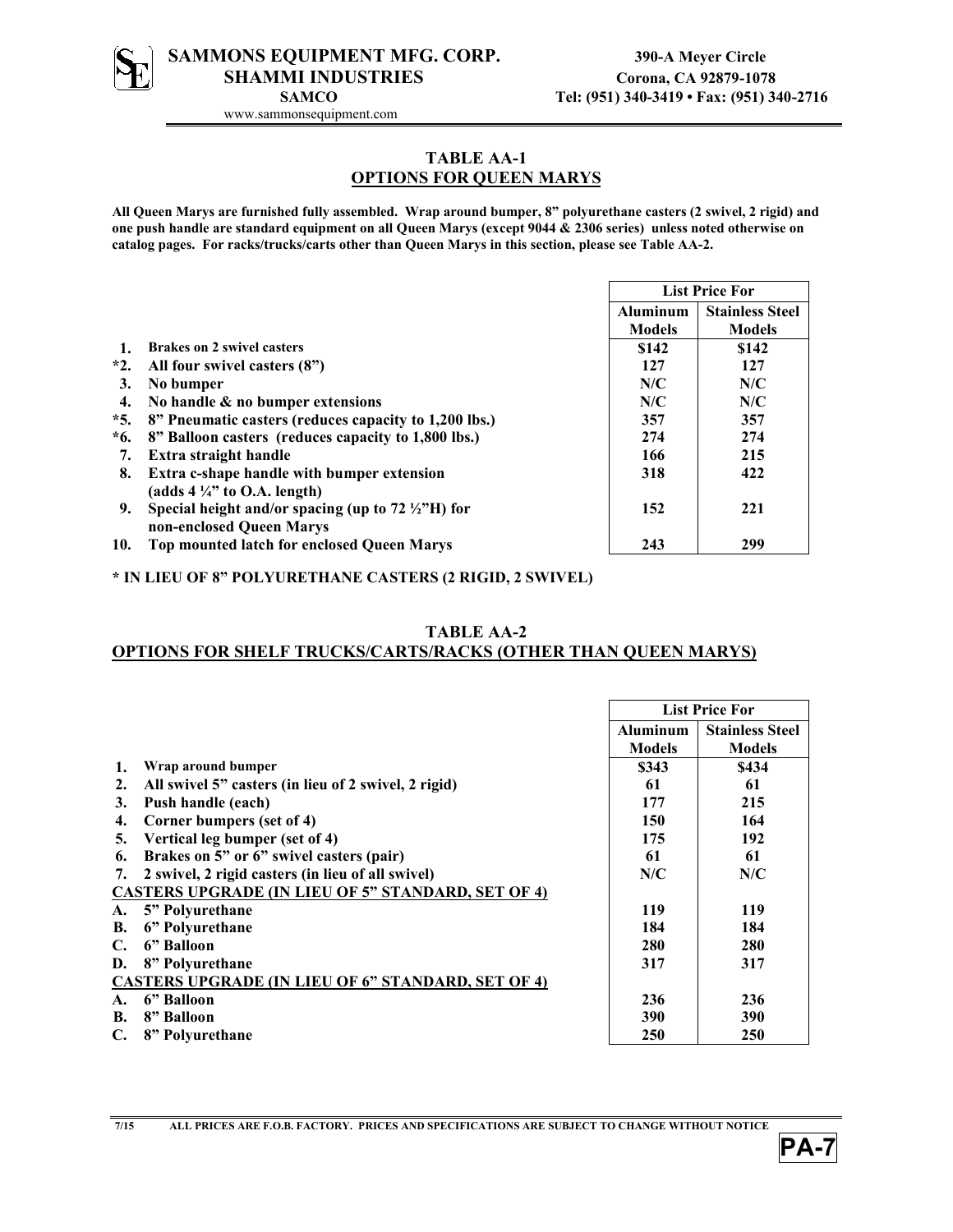**SAMMONS EQUIPMENT MFG. CORP.**
**SHAMMI INDUSTRIES**
**SAMCO**
www.sammonsequipment.com

**390-A Meyer Circle**
**Corona, CA 92879-1078**
**Tel: (951) 340-3419 • Fax: (951) 340-2716**

## TABLE AA-1
## OPTIONS FOR QUEEN MARYS

**All Queen Marys are furnished fully assembled. Wrap around bumper, 8" polyurethane casters (2 swivel, 2 rigid) and one push handle are standard equipment on all Queen Marys (except 9044 & 2306 series) unless noted otherwise on catalog pages. For racks/trucks/carts other than Queen Marys in this section, please see Table AA-2.**

| | | List Price For | |
|---|---|---|---|
| | | Aluminum Models | Stainless Steel Models |
| 1. | Brakes on 2 swivel casters | $142 | $142 |
| *2. | All four swivel casters (8") | 127 | 127 |
| 3. | No bumper | N/C | N/C |
| 4. | No handle & no bumper extensions | N/C | N/C |
| *5. | 8" Pneumatic casters (reduces capacity to 1,200 lbs.) | 357 | 357 |
| *6. | 8" Balloon casters (reduces capacity to 1,800 lbs.) | 274 | 274 |
| 7. | Extra straight handle | 166 | 215 |
| 8. | Extra c-shape handle with bumper extension (adds 4 ¼" to O.A. length) | 318 | 422 |
| 9. | Special height and/or spacing (up to 72 ½"H) for non-enclosed Queen Marys | 152 | 221 |
| 10. | Top mounted latch for enclosed Queen Marys | 243 | 299 |

**\* IN LIEU OF 8" POLYURETHANE CASTERS (2 RIGID, 2 SWIVEL)**

## TABLE AA-2
## OPTIONS FOR SHELF TRUCKS/CARTS/RACKS (OTHER THAN QUEEN MARYS)

| | | List Price For | |
|---|---|---|---|
| | | Aluminum Models | Stainless Steel Models |
| 1. | Wrap around bumper | $343 | $434 |
| 2. | All swivel 5" casters (in lieu of 2 swivel, 2 rigid) | 61 | 61 |
| 3. | Push handle (each) | 177 | 215 |
| 4. | Corner bumpers (set of 4) | 150 | 164 |
| 5. | Vertical leg bumper (set of 4) | 175 | 192 |
| 6. | Brakes on 5" or 6" swivel casters (pair) | 61 | 61 |
| 7. | 2 swivel, 2 rigid casters (in lieu of all swivel) | N/C | N/C |
| **CASTERS UPGRADE (IN LIEU OF 5" STANDARD, SET OF 4)** | | | |
| A. | 5" Polyurethane | 119 | 119 |
| B. | 6" Polyurethane | 184 | 184 |
| C. | 6" Balloon | 280 | 280 |
| D. | 8" Polyurethane | 317 | 317 |
| **CASTERS UPGRADE (IN LIEU OF 6" STANDARD, SET OF 4)** | | | |
| A. | 6" Balloon | 236 | 236 |
| B. | 8" Balloon | 390 | 390 |
| C. | 8" Polyurethane | 250 | 250 |

7/15 ALL PRICES ARE F.O.B. FACTORY. PRICES AND SPECIFICATIONS ARE SUBJECT TO CHANGE WITHOUT NOTICE